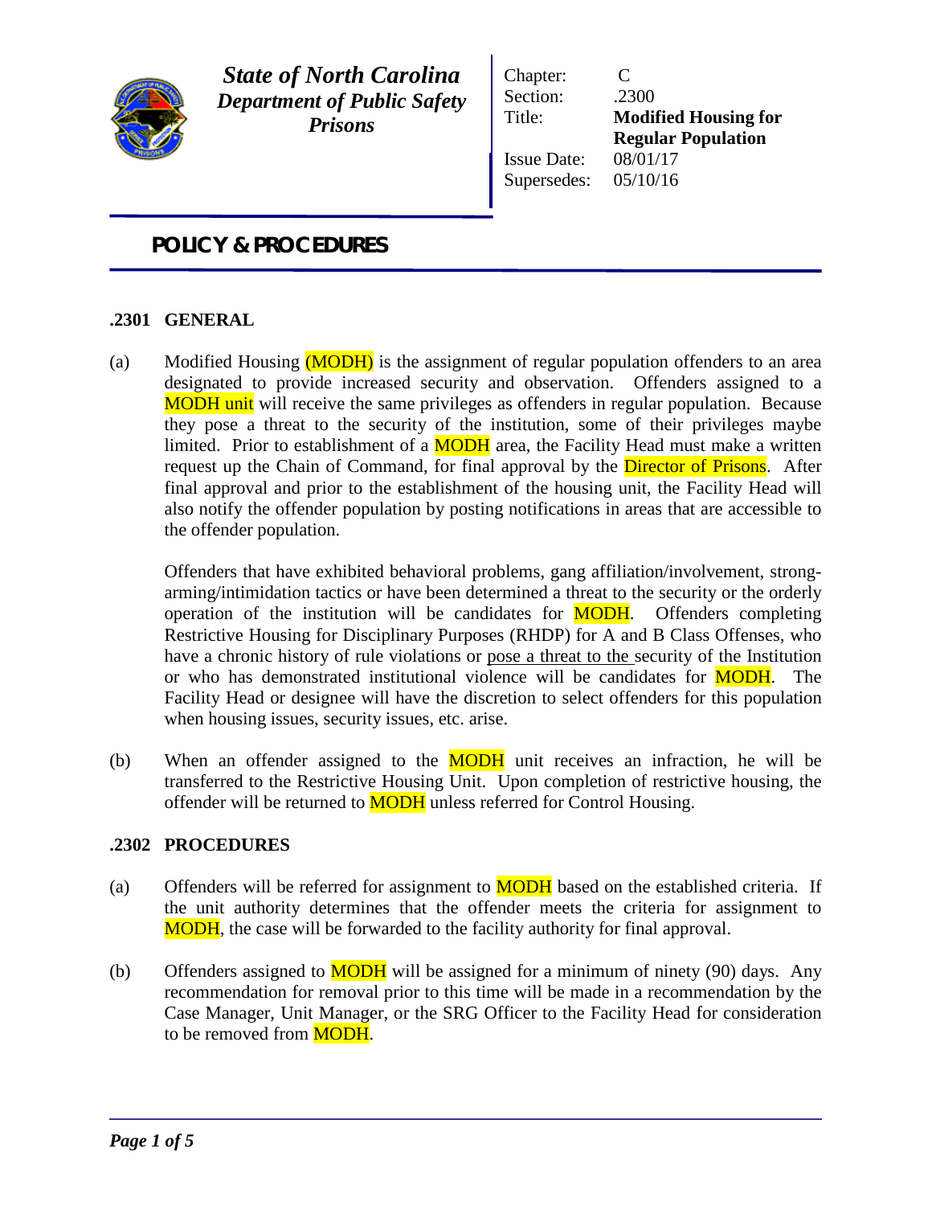**State of North Carolina**
***Department of Public Safety***
***Prisons***

| | |
|---|---|
| Chapter: | C |
| Section: | .2300 |
| Title: | **Modified Housing for Regular Population** |
| Issue Date: | 08/01/17 |
| Supersedes: | 05/10/16 |

# POLICY & PROCEDURES

## .2301 GENERAL

(a) Modified Housing (MODH) is the assignment of regular population offenders to an area designated to provide increased security and observation. Offenders assigned to a MODH unit will receive the same privileges as offenders in regular population. Because they pose a threat to the security of the institution, some of their privileges maybe limited. Prior to establishment of a MODH area, the Facility Head must make a written request up the Chain of Command, for final approval by the Director of Prisons. After final approval and prior to the establishment of the housing unit, the Facility Head will also notify the offender population by posting notifications in areas that are accessible to the offender population.

Offenders that have exhibited behavioral problems, gang affiliation/involvement, strong-arming/intimidation tactics or have been determined a threat to the security or the orderly operation of the institution will be candidates for MODH. Offenders completing Restrictive Housing for Disciplinary Purposes (RHDP) for A and B Class Offenses, who have a chronic history of rule violations or pose a threat to the security of the Institution or who has demonstrated institutional violence will be candidates for MODH. The Facility Head or designee will have the discretion to select offenders for this population when housing issues, security issues, etc. arise.

(b) When an offender assigned to the MODH unit receives an infraction, he will be transferred to the Restrictive Housing Unit. Upon completion of restrictive housing, the offender will be returned to MODH unless referred for Control Housing.

## .2302 PROCEDURES

(a) Offenders will be referred for assignment to MODH based on the established criteria. If the unit authority determines that the offender meets the criteria for assignment to MODH, the case will be forwarded to the facility authority for final approval.

(b) Offenders assigned to MODH will be assigned for a minimum of ninety (90) days. Any recommendation for removal prior to this time will be made in a recommendation by the Case Manager, Unit Manager, or the SRG Officer to the Facility Head for consideration to be removed from MODH.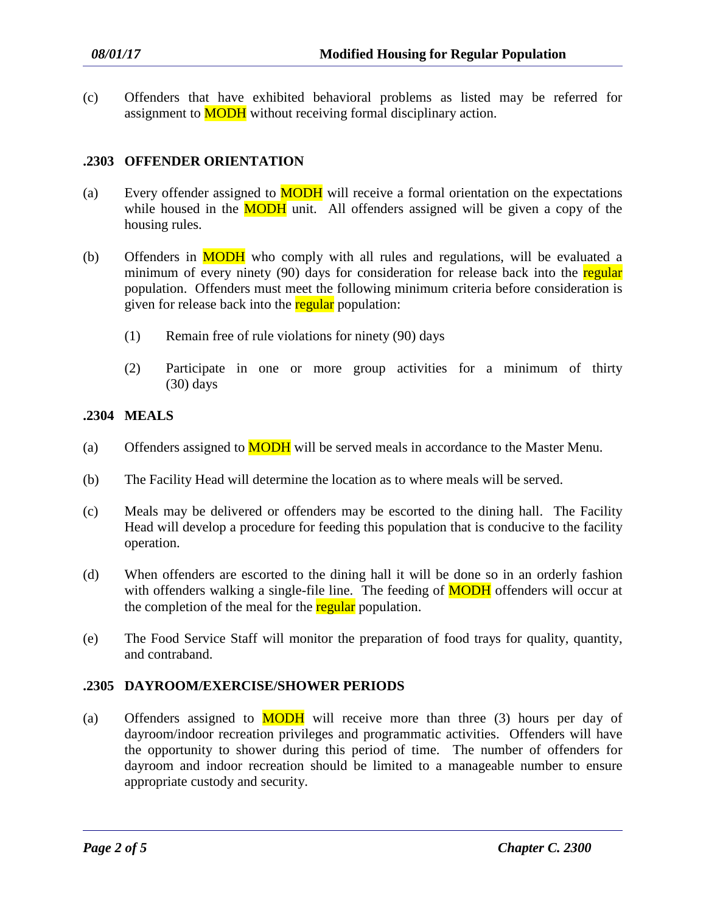(c) Offenders that have exhibited behavioral problems as listed may be referred for assignment to MODH without receiving formal disciplinary action.

## .2303 OFFENDER ORIENTATION

(a) Every offender assigned to MODH will receive a formal orientation on the expectations while housed in the MODH unit. All offenders assigned will be given a copy of the housing rules.

(b) Offenders in MODH who comply with all rules and regulations, will be evaluated a minimum of every ninety (90) days for consideration for release back into the regular population. Offenders must meet the following minimum criteria before consideration is given for release back into the regular population:

  (1) Remain free of rule violations for ninety (90) days

  (2) Participate in one or more group activities for a minimum of thirty (30) days

## .2304 MEALS

(a) Offenders assigned to MODH will be served meals in accordance to the Master Menu.

(b) The Facility Head will determine the location as to where meals will be served.

(c) Meals may be delivered or offenders may be escorted to the dining hall. The Facility Head will develop a procedure for feeding this population that is conducive to the facility operation.

(d) When offenders are escorted to the dining hall it will be done so in an orderly fashion with offenders walking a single-file line. The feeding of MODH offenders will occur at the completion of the meal for the regular population.

(e) The Food Service Staff will monitor the preparation of food trays for quality, quantity, and contraband.

## .2305 DAYROOM/EXERCISE/SHOWER PERIODS

(a) Offenders assigned to MODH will receive more than three (3) hours per day of dayroom/indoor recreation privileges and programmatic activities. Offenders will have the opportunity to shower during this period of time. The number of offenders for dayroom and indoor recreation should be limited to a manageable number to ensure appropriate custody and security.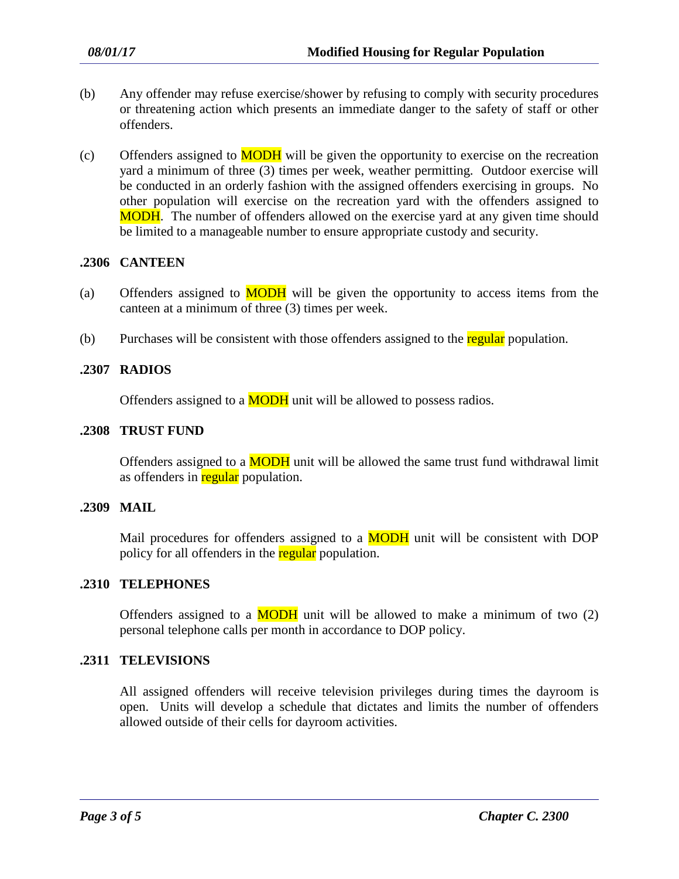(b) Any offender may refuse exercise/shower by refusing to comply with security procedures or threatening action which presents an immediate danger to the safety of staff or other offenders.

(c) Offenders assigned to MODH will be given the opportunity to exercise on the recreation yard a minimum of three (3) times per week, weather permitting. Outdoor exercise will be conducted in an orderly fashion with the assigned offenders exercising in groups. No other population will exercise on the recreation yard with the offenders assigned to MODH. The number of offenders allowed on the exercise yard at any given time should be limited to a manageable number to ensure appropriate custody and security.

## .2306 CANTEEN

(a) Offenders assigned to MODH will be given the opportunity to access items from the canteen at a minimum of three (3) times per week.

(b) Purchases will be consistent with those offenders assigned to the regular population.

## .2307 RADIOS

Offenders assigned to a MODH unit will be allowed to possess radios.

## .2308 TRUST FUND

Offenders assigned to a MODH unit will be allowed the same trust fund withdrawal limit as offenders in regular population.

## .2309 MAIL

Mail procedures for offenders assigned to a MODH unit will be consistent with DOP policy for all offenders in the regular population.

## .2310 TELEPHONES

Offenders assigned to a MODH unit will be allowed to make a minimum of two (2) personal telephone calls per month in accordance to DOP policy.

## .2311 TELEVISIONS

All assigned offenders will receive television privileges during times the dayroom is open. Units will develop a schedule that dictates and limits the number of offenders allowed outside of their cells for dayroom activities.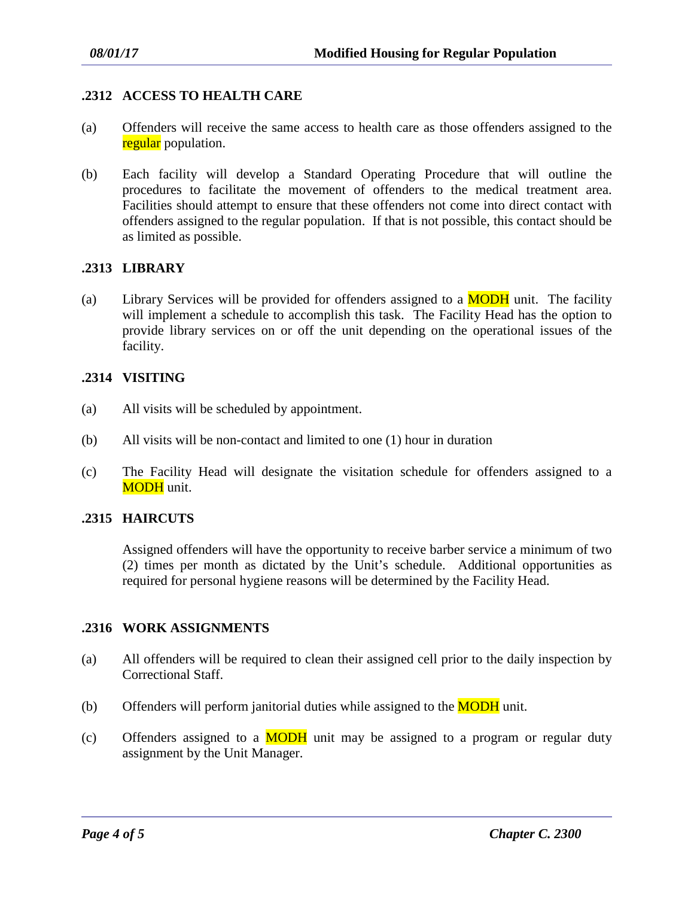## .2312 ACCESS TO HEALTH CARE

(a) Offenders will receive the same access to health care as those offenders assigned to the regular population.

(b) Each facility will develop a Standard Operating Procedure that will outline the procedures to facilitate the movement of offenders to the medical treatment area. Facilities should attempt to ensure that these offenders not come into direct contact with offenders assigned to the regular population. If that is not possible, this contact should be as limited as possible.

## .2313 LIBRARY

(a) Library Services will be provided for offenders assigned to a MODH unit. The facility will implement a schedule to accomplish this task. The Facility Head has the option to provide library services on or off the unit depending on the operational issues of the facility.

## .2314 VISITING

(a) All visits will be scheduled by appointment.

(b) All visits will be non-contact and limited to one (1) hour in duration

(c) The Facility Head will designate the visitation schedule for offenders assigned to a MODH unit.

## .2315 HAIRCUTS

Assigned offenders will have the opportunity to receive barber service a minimum of two (2) times per month as dictated by the Unit's schedule. Additional opportunities as required for personal hygiene reasons will be determined by the Facility Head.

## .2316 WORK ASSIGNMENTS

(a) All offenders will be required to clean their assigned cell prior to the daily inspection by Correctional Staff.

(b) Offenders will perform janitorial duties while assigned to the MODH unit.

(c) Offenders assigned to a MODH unit may be assigned to a program or regular duty assignment by the Unit Manager.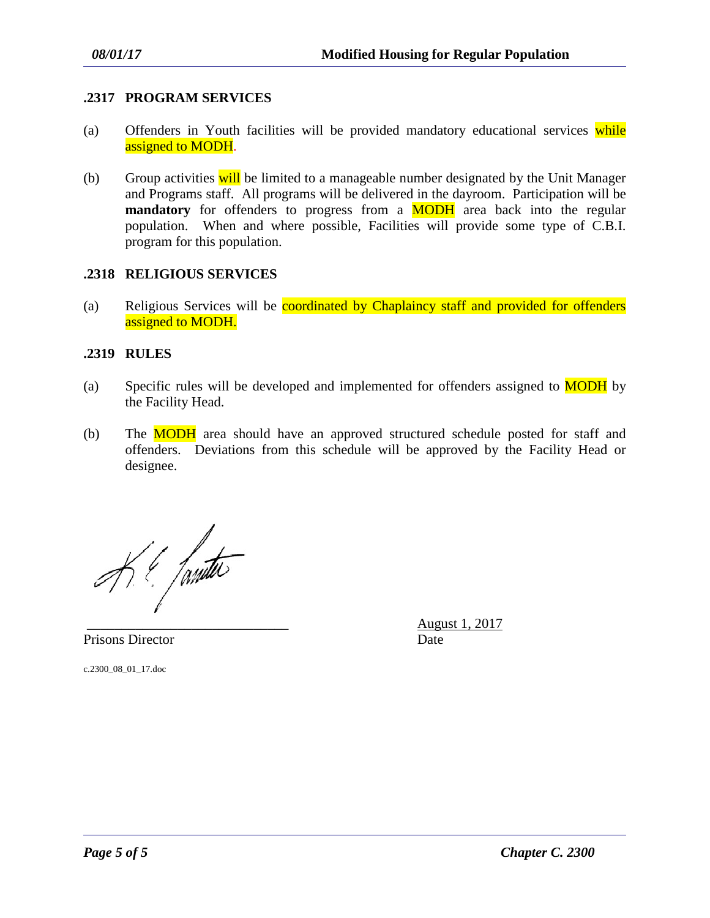### .2317 PROGRAM SERVICES

(a) Offenders in Youth facilities will be provided mandatory educational services while assigned to MODH.

(b) Group activities will be limited to a manageable number designated by the Unit Manager and Programs staff. All programs will be delivered in the dayroom. Participation will be **mandatory** for offenders to progress from a MODH area back into the regular population. When and where possible, Facilities will provide some type of C.B.I. program for this population.

### .2318 RELIGIOUS SERVICES

(a) Religious Services will be coordinated by Chaplaincy staff and provided for offenders assigned to MODH.

### .2319 RULES

(a) Specific rules will be developed and implemented for offenders assigned to MODH by the Facility Head.

(b) The MODH area should have an approved structured schedule posted for staff and offenders. Deviations from this schedule will be approved by the Facility Head or designee.

_____________________________ August 1, 2017

Prisons Director Date

c.2300_08_01_17.doc